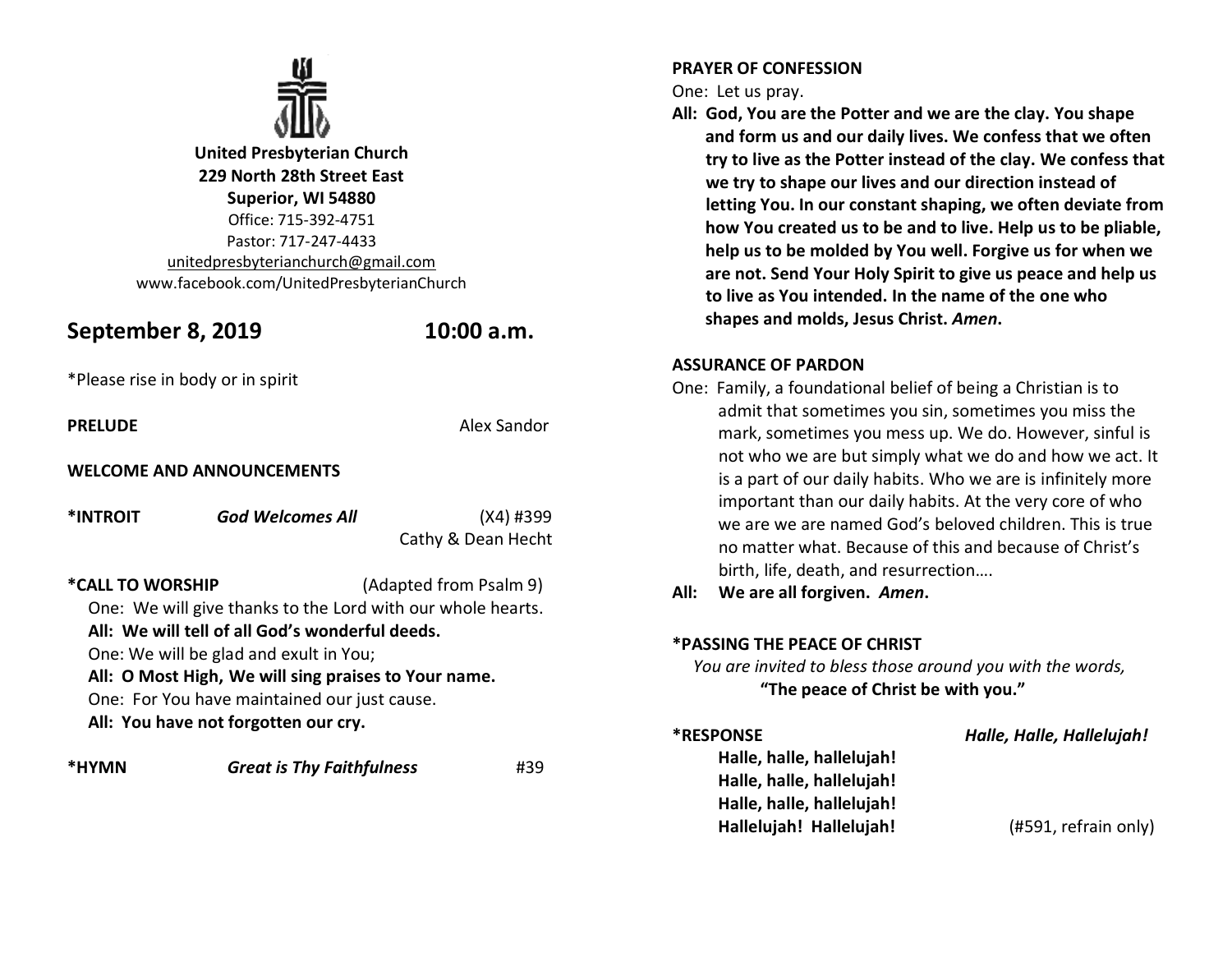**United Presbyterian Church**
**229 North 28th Street East**
**Superior, WI 54880**
Office: 715-392-4751
Pastor: 717-247-4433
unitedpresbyterianchurch@gmail.com
www.facebook.com/UnitedPresbyterianChurch

## September 8, 2019 10:00 a.m.

*Please rise in body or in spirit

**PRELUDE** Alex Sandor

**WELCOME AND ANNOUNCEMENTS**

***INTROIT** ***God Welcomes All*** (X4) #399
Cathy & Dean Hecht

***CALL TO WORSHIP** (Adapted from Psalm 9)

One: We will give thanks to the Lord with our whole hearts.
**All: We will tell of all God's wonderful deeds.**
One: We will be glad and exult in You;
**All: O Most High, We will sing praises to Your name.**
One: For You have maintained our just cause.
**All: You have not forgotten our cry.**

***HYMN** ***Great is Thy Faithfulness*** #39

**PRAYER OF CONFESSION**

One: Let us pray.
**All: God, You are the Potter and we are the clay. You shape and form us and our daily lives. We confess that we often try to live as the Potter instead of the clay. We confess that we try to shape our lives and our direction instead of letting You. In our constant shaping, we often deviate from how You created us to be and to live. Help us to be pliable, help us to be molded by You well. Forgive us for when we are not. Send Your Holy Spirit to give us peace and help us to live as You intended. In the name of the one who shapes and molds, Jesus Christ. *Amen*.**

**ASSURANCE OF PARDON**

One: Family, a foundational belief of being a Christian is to admit that sometimes you sin, sometimes you miss the mark, sometimes you mess up. We do. However, sinful is not who we are but simply what we do and how we act. It is a part of our daily habits. Who we are is infinitely more important than our daily habits. At the very core of who we are we are named God's beloved children. This is true no matter what. Because of this and because of Christ's birth, life, death, and resurrection….
**All: We are all forgiven. *Amen*.**

***PASSING THE PEACE OF CHRIST**

*You are invited to bless those around you with the words,*
**"The peace of Christ be with you."**

***RESPONSE** ***Halle, Halle, Hallelujah!***

**Halle, halle, hallelujah!**
**Halle, halle, hallelujah!**
**Halle, halle, hallelujah!**
**Hallelujah! Hallelujah!** (#591, refrain only)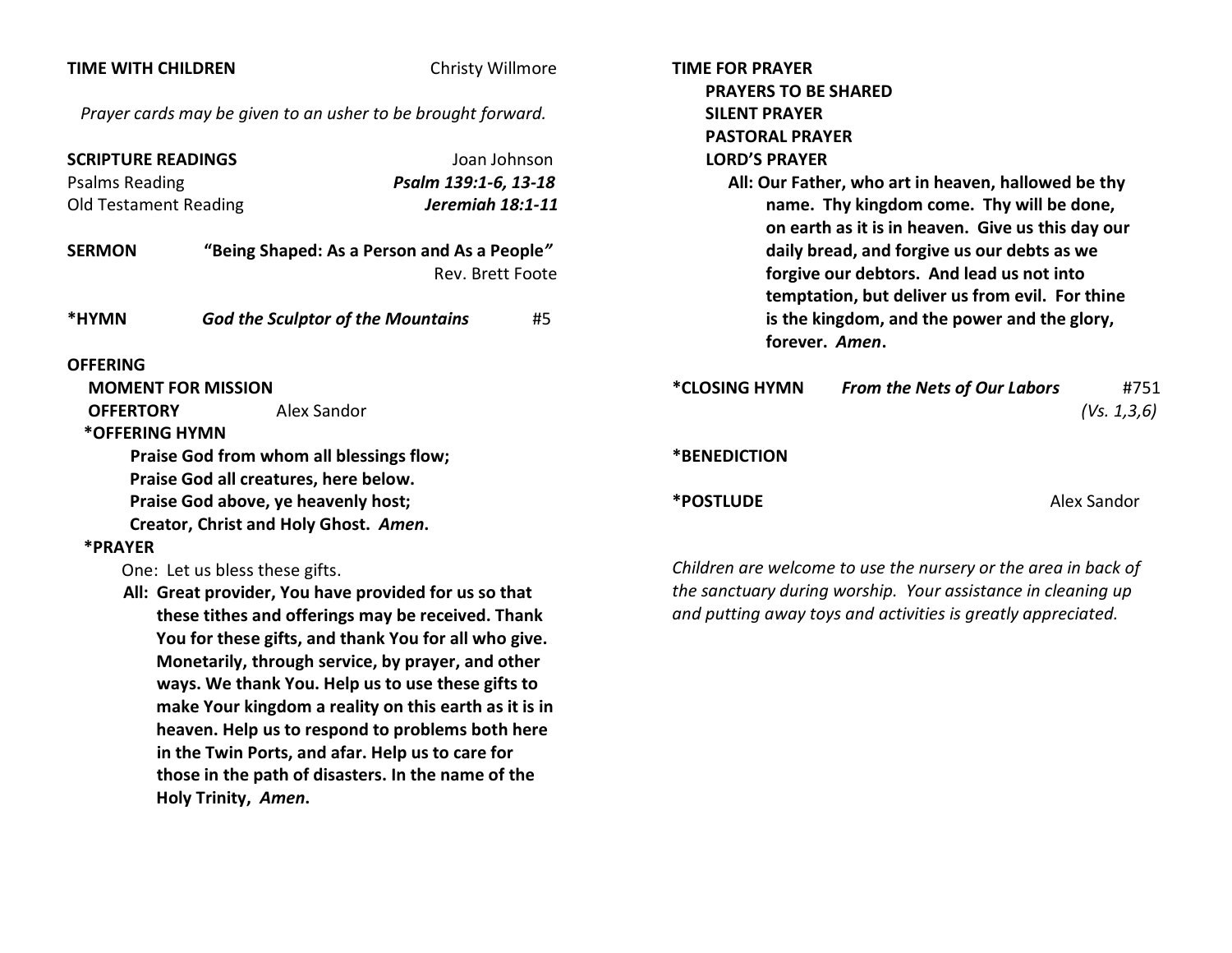**TIME WITH CHILDREN** Christy Willmore

*Prayer cards may be given to an usher to be brought forward.*

**SCRIPTURE READINGS** Joan Johnson

Psalms Reading ***Psalm 139:1-6, 13-18***

Old Testament Reading ***Jeremiah 18:1-11***

**SERMON** **"Being Shaped: As a Person and As a People"**
Rev. Brett Foote

**\*HYMN** ***God the Sculptor of the Mountains*** #5

**OFFERING**

**MOMENT FOR MISSION**

**OFFERTORY** Alex Sandor

**\*OFFERING HYMN**

**Praise God from whom all blessings flow;**
**Praise God all creatures, here below.**
**Praise God above, ye heavenly host;**
**Creator, Christ and Holy Ghost.** ***Amen.***

**\*PRAYER**

One: Let us bless these gifts.

**All: Great provider, You have provided for us so that these tithes and offerings may be received. Thank You for these gifts, and thank You for all who give. Monetarily, through service, by prayer, and other ways. We thank You. Help us to use these gifts to make Your kingdom a reality on this earth as it is in heaven. Help us to respond to problems both here in the Twin Ports, and afar. Help us to care for those in the path of disasters. In the name of the Holy Trinity,** ***Amen.***

**TIME FOR PRAYER**

**PRAYERS TO BE SHARED**

**SILENT PRAYER**

**PASTORAL PRAYER**

**LORD'S PRAYER**

**All: Our Father, who art in heaven, hallowed be thy name. Thy kingdom come. Thy will be done, on earth as it is in heaven. Give us this day our daily bread, and forgive us our debts as we forgive our debtors. And lead us not into temptation, but deliver us from evil. For thine is the kingdom, and the power and the glory, forever.** ***Amen.***

**\*CLOSING HYMN** ***From the Nets of Our Labors*** #751
*(Vs. 1,3,6)*

**\*BENEDICTION**

**\*POSTLUDE** Alex Sandor

*Children are welcome to use the nursery or the area in back of the sanctuary during worship. Your assistance in cleaning up and putting away toys and activities is greatly appreciated.*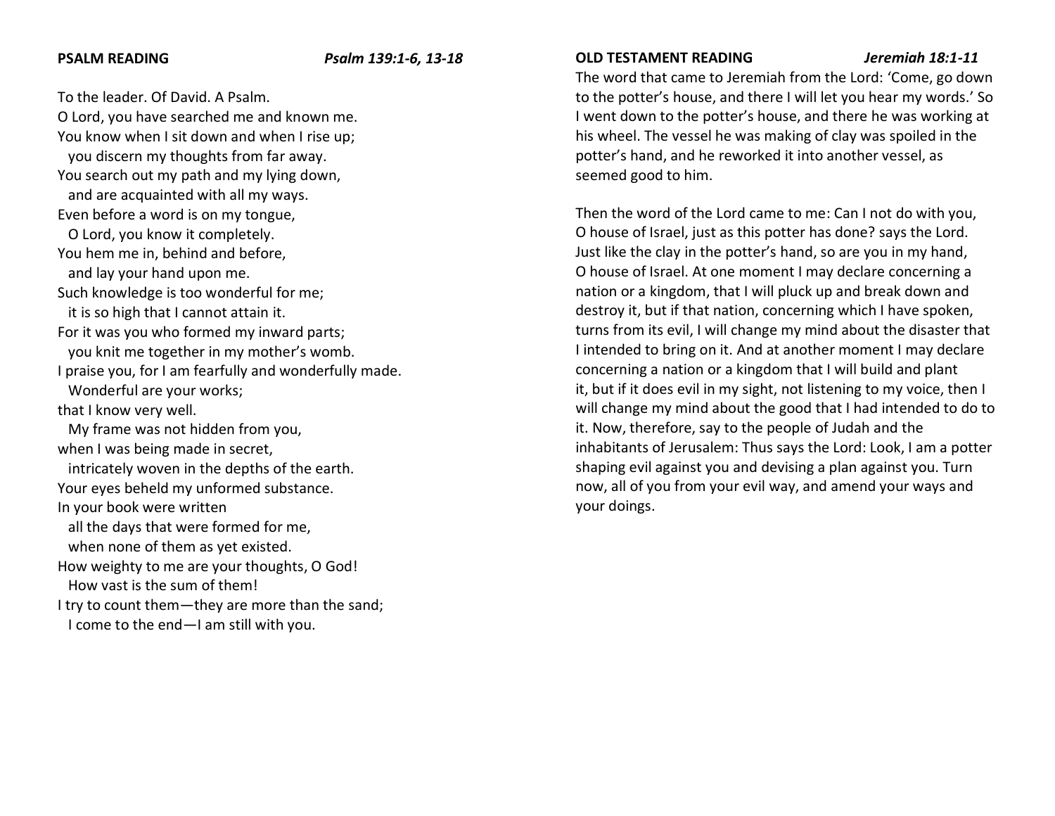**PSALM READING** *Psalm 139:1-6, 13-18*

To the leader. Of David. A Psalm.
O Lord, you have searched me and known me.
You know when I sit down and when I rise up;
  you discern my thoughts from far away.
You search out my path and my lying down,
  and are acquainted with all my ways.
Even before a word is on my tongue,
  O Lord, you know it completely.
You hem me in, behind and before,
  and lay your hand upon me.
Such knowledge is too wonderful for me;
  it is so high that I cannot attain it.
For it was you who formed my inward parts;
  you knit me together in my mother's womb.
I praise you, for I am fearfully and wonderfully made.
  Wonderful are your works;
that I know very well.
  My frame was not hidden from you,
when I was being made in secret,
  intricately woven in the depths of the earth.
Your eyes beheld my unformed substance.
In your book were written
  all the days that were formed for me,
  when none of them as yet existed.
How weighty to me are your thoughts, O God!
  How vast is the sum of them!
I try to count them—they are more than the sand;
  I come to the end—I am still with you.

**OLD TESTAMENT READING** *Jeremiah 18:1-11*

The word that came to Jeremiah from the Lord: 'Come, go down to the potter's house, and there I will let you hear my words.' So I went down to the potter's house, and there he was working at his wheel. The vessel he was making of clay was spoiled in the potter's hand, and he reworked it into another vessel, as seemed good to him.

Then the word of the Lord came to me: Can I not do with you, O house of Israel, just as this potter has done? says the Lord. Just like the clay in the potter's hand, so are you in my hand, O house of Israel. At one moment I may declare concerning a nation or a kingdom, that I will pluck up and break down and destroy it, but if that nation, concerning which I have spoken, turns from its evil, I will change my mind about the disaster that I intended to bring on it. And at another moment I may declare concerning a nation or a kingdom that I will build and plant it, but if it does evil in my sight, not listening to my voice, then I will change my mind about the good that I had intended to do to it. Now, therefore, say to the people of Judah and the inhabitants of Jerusalem: Thus says the Lord: Look, I am a potter shaping evil against you and devising a plan against you. Turn now, all of you from your evil way, and amend your ways and your doings.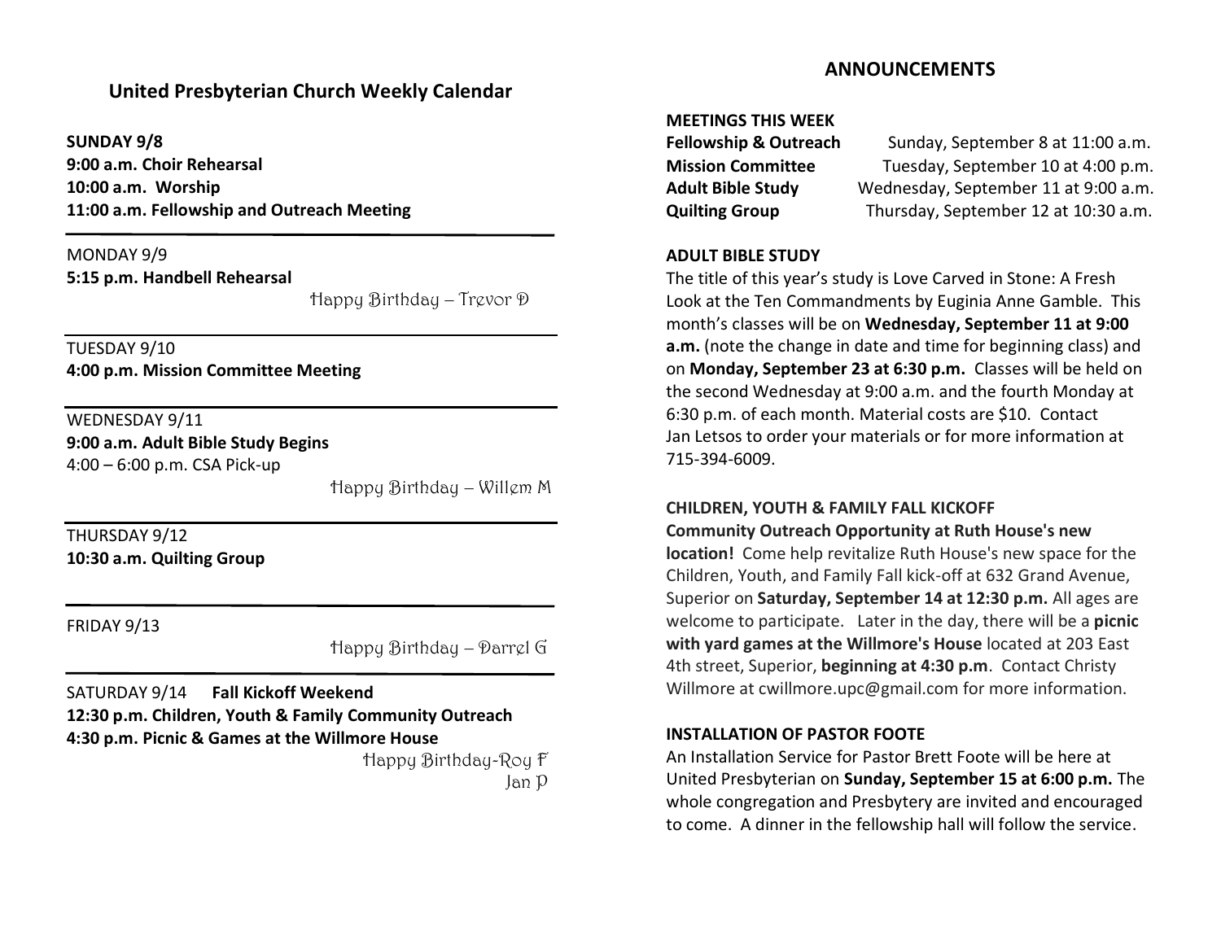## United Presbyterian Church Weekly Calendar

**SUNDAY 9/8**
**9:00 a.m. Choir Rehearsal**
**10:00 a.m. Worship**
**11:00 a.m. Fellowship and Outreach Meeting**

---

MONDAY 9/9
**5:15 p.m. Handbell Rehearsal**

Happy Birthday – Trevor D

---

TUESDAY 9/10
**4:00 p.m. Mission Committee Meeting**

---

WEDNESDAY 9/11
**9:00 a.m. Adult Bible Study Begins**
4:00 – 6:00 p.m. CSA Pick-up

Happy Birthday – Willem M

---

THURSDAY 9/12
**10:30 a.m. Quilting Group**

---

FRIDAY 9/13

Happy Birthday – Darrel G

---

SATURDAY 9/14 **Fall Kickoff Weekend**
**12:30 p.m. Children, Youth & Family Community Outreach**
**4:30 p.m. Picnic & Games at the Willmore House**

Happy Birthday-Roy F
Jan P

## ANNOUNCEMENTS

**MEETINGS THIS WEEK**

| | |
|---|---|
| **Fellowship & Outreach** | Sunday, September 8 at 11:00 a.m. |
| **Mission Committee** | Tuesday, September 10 at 4:00 p.m. |
| **Adult Bible Study** | Wednesday, September 11 at 9:00 a.m. |
| **Quilting Group** | Thursday, September 12 at 10:30 a.m. |

**ADULT BIBLE STUDY**

The title of this year's study is Love Carved in Stone: A Fresh Look at the Ten Commandments by Euginia Anne Gamble. This month's classes will be on **Wednesday, September 11 at 9:00 a.m.** (note the change in date and time for beginning class) and on **Monday, September 23 at 6:30 p.m.** Classes will be held on the second Wednesday at 9:00 a.m. and the fourth Monday at 6:30 p.m. of each month. Material costs are $10. Contact Jan Letsos to order your materials or for more information at 715-394-6009.

**CHILDREN, YOUTH & FAMILY FALL KICKOFF**

**Community Outreach Opportunity at Ruth House's new location!** Come help revitalize Ruth House's new space for the Children, Youth, and Family Fall kick-off at 632 Grand Avenue, Superior on **Saturday, September 14 at 12:30 p.m.** All ages are welcome to participate. Later in the day, there will be a **picnic with yard games at the Willmore's House** located at 203 East 4th street, Superior, **beginning at 4:30 p.m**. Contact Christy Willmore at cwillmore.upc@gmail.com for more information.

**INSTALLATION OF PASTOR FOOTE**

An Installation Service for Pastor Brett Foote will be here at United Presbyterian on **Sunday, September 15 at 6:00 p.m.** The whole congregation and Presbytery are invited and encouraged to come. A dinner in the fellowship hall will follow the service.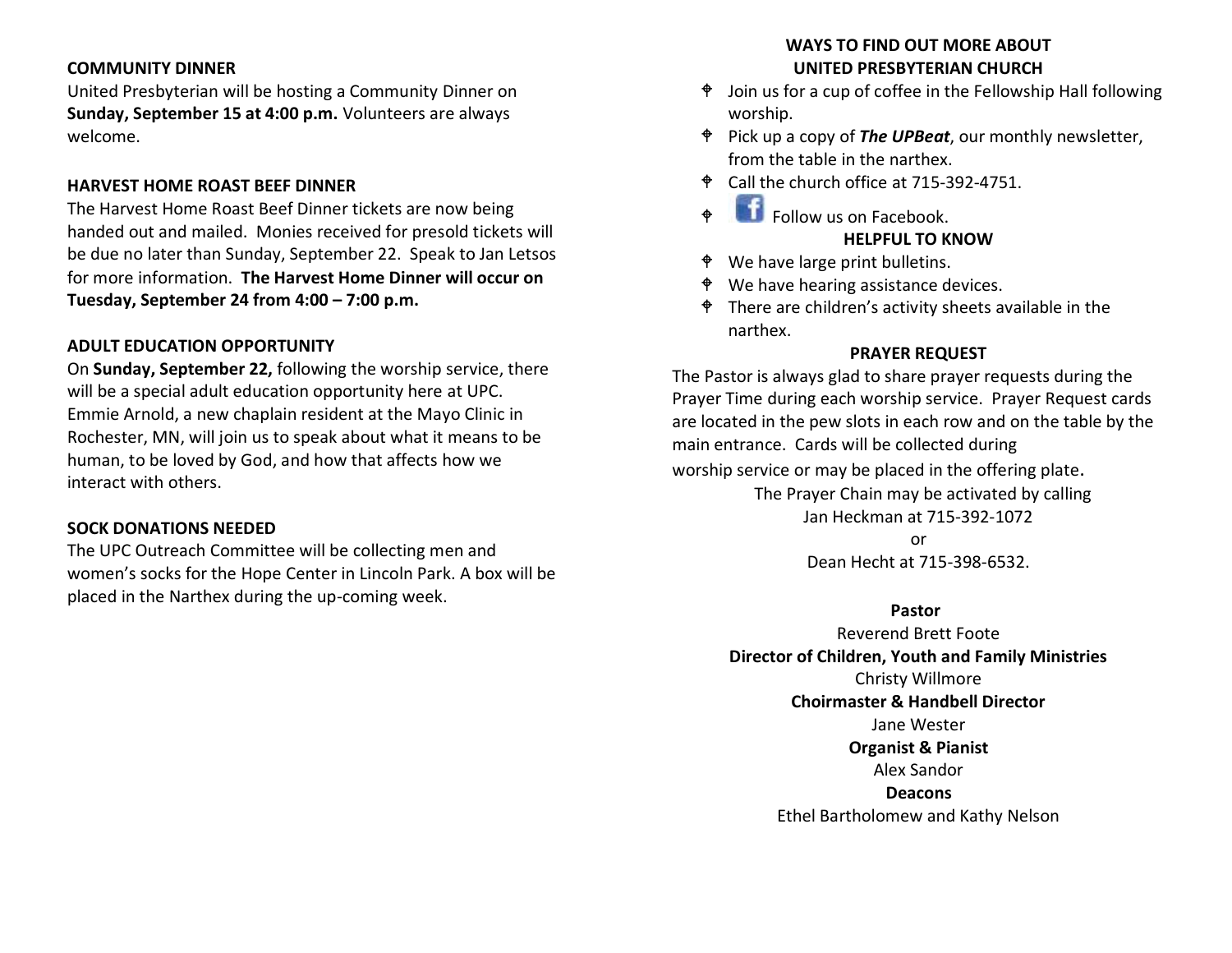**COMMUNITY DINNER**

United Presbyterian will be hosting a Community Dinner on **Sunday, September 15 at 4:00 p.m.** Volunteers are always welcome.

**HARVEST HOME ROAST BEEF DINNER**

The Harvest Home Roast Beef Dinner tickets are now being handed out and mailed. Monies received for presold tickets will be due no later than Sunday, September 22. Speak to Jan Letsos for more information. **The Harvest Home Dinner will occur on Tuesday, September 24 from 4:00 – 7:00 p.m.**

**ADULT EDUCATION OPPORTUNITY**

On **Sunday, September 22,** following the worship service, there will be a special adult education opportunity here at UPC. Emmie Arnold, a new chaplain resident at the Mayo Clinic in Rochester, MN, will join us to speak about what it means to be human, to be loved by God, and how that affects how we interact with others.

**SOCK DONATIONS NEEDED**

The UPC Outreach Committee will be collecting men and women's socks for the Hope Center in Lincoln Park. A box will be placed in the Narthex during the up-coming week.

**WAYS TO FIND OUT MORE ABOUT UNITED PRESBYTERIAN CHURCH**

- Join us for a cup of coffee in the Fellowship Hall following worship.
- Pick up a copy of ***The UPBeat***, our monthly newsletter, from the table in the narthex.
- Call the church office at 715-392-4751.
- Follow us on Facebook.

**HELPFUL TO KNOW**

- We have large print bulletins.
- We have hearing assistance devices.
- There are children's activity sheets available in the narthex.

**PRAYER REQUEST**

The Pastor is always glad to share prayer requests during the Prayer Time during each worship service. Prayer Request cards are located in the pew slots in each row and on the table by the main entrance. Cards will be collected during worship service or may be placed in the offering plate.

The Prayer Chain may be activated by calling
Jan Heckman at 715-392-1072
or
Dean Hecht at 715-398-6532.

**Pastor**
Reverend Brett Foote

**Director of Children, Youth and Family Ministries**
Christy Willmore

**Choirmaster & Handbell Director**
Jane Wester

**Organist & Pianist**
Alex Sandor

**Deacons**
Ethel Bartholomew and Kathy Nelson